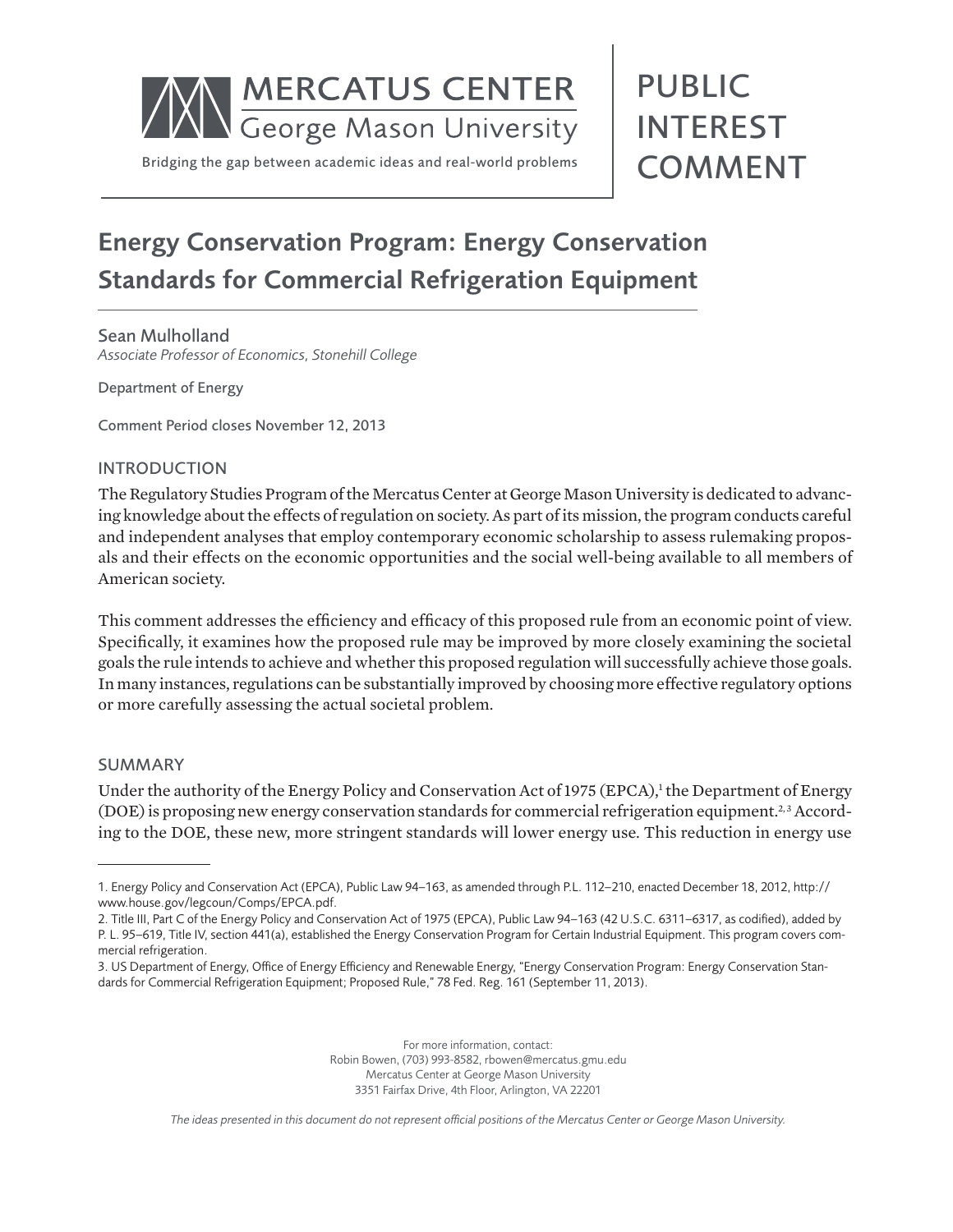MERCATUS CENTER
George Mason University

Bridging the gap between academic ideas and real-world problems

PUBLIC INTEREST COMMENT

# Energy Conservation Program: Energy Conservation Standards for Commercial Refrigeration Equipment

Sean Mulholland
*Associate Professor of Economics, Stonehill College*

Department of Energy

Comment Period closes November 12, 2013

## INTRODUCTION

The Regulatory Studies Program of the Mercatus Center at George Mason University is dedicated to advancing knowledge about the effects of regulation on society. As part of its mission, the program conducts careful and independent analyses that employ contemporary economic scholarship to assess rulemaking proposals and their effects on the economic opportunities and the social well-being available to all members of American society.

This comment addresses the efficiency and efficacy of this proposed rule from an economic point of view. Specifically, it examines how the proposed rule may be improved by more closely examining the societal goals the rule intends to achieve and whether this proposed regulation will successfully achieve those goals. In many instances, regulations can be substantially improved by choosing more effective regulatory options or more carefully assessing the actual societal problem.

## SUMMARY

Under the authority of the Energy Policy and Conservation Act of 1975 (EPCA),[1] the Department of Energy (DOE) is proposing new energy conservation standards for commercial refrigeration equipment.[2,3] According to the DOE, these new, more stringent standards will lower energy use. This reduction in energy use

---

1. Energy Policy and Conservation Act (EPCA), Public Law 94–163, as amended through P.L. 112–210, enacted December 18, 2012, http://www.house.gov/legcoun/Comps/EPCA.pdf.
2. Title III, Part C of the Energy Policy and Conservation Act of 1975 (EPCA), Public Law 94–163 (42 U.S.C. 6311–6317, as codified), added by P. L. 95–619, Title IV, section 441(a), established the Energy Conservation Program for Certain Industrial Equipment. This program covers commercial refrigeration.
3. US Department of Energy, Office of Energy Efficiency and Renewable Energy, "Energy Conservation Program: Energy Conservation Standards for Commercial Refrigeration Equipment; Proposed Rule," 78 Fed. Reg. 161 (September 11, 2013).

For more information, contact:
Robin Bowen, (703) 993-8582, rbowen@mercatus.gmu.edu
Mercatus Center at George Mason University
3351 Fairfax Drive, 4th Floor, Arlington, VA 22201

*The ideas presented in this document do not represent official positions of the Mercatus Center or George Mason University.*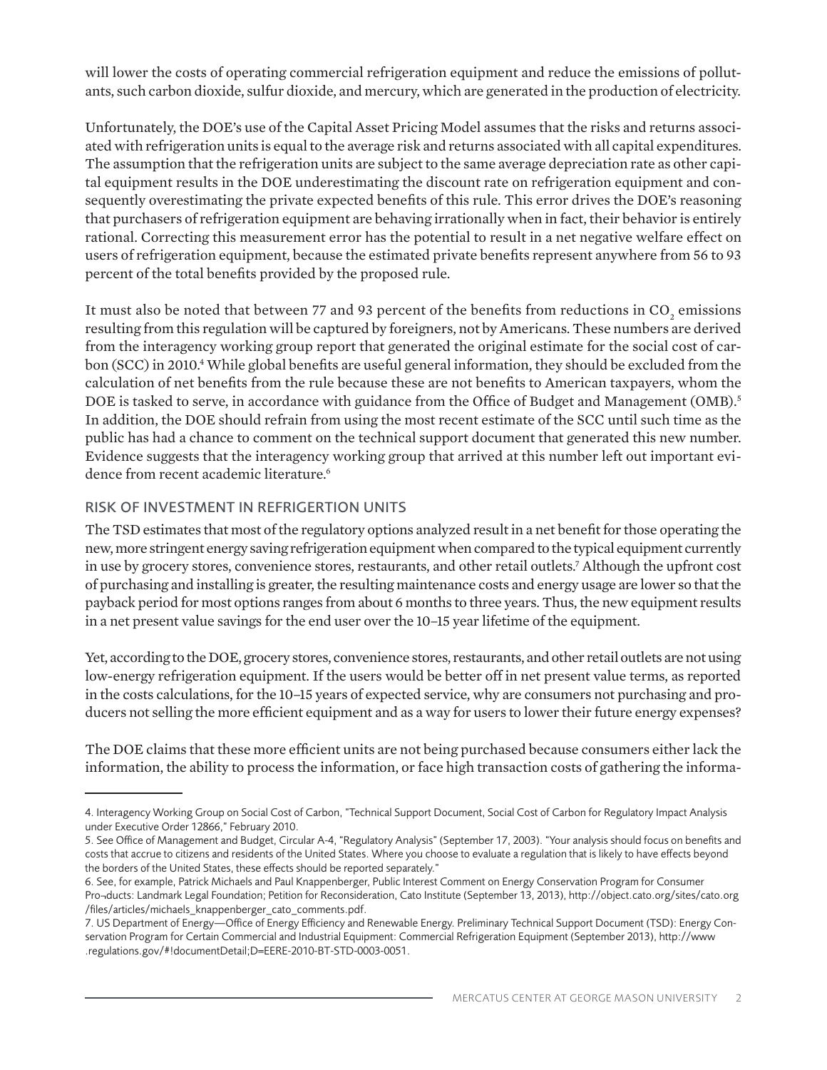will lower the costs of operating commercial refrigeration equipment and reduce the emissions of pollutants, such carbon dioxide, sulfur dioxide, and mercury, which are generated in the production of electricity.

Unfortunately, the DOE's use of the Capital Asset Pricing Model assumes that the risks and returns associated with refrigeration units is equal to the average risk and returns associated with all capital expenditures. The assumption that the refrigeration units are subject to the same average depreciation rate as other capital equipment results in the DOE underestimating the discount rate on refrigeration equipment and consequently overestimating the private expected benefits of this rule. This error drives the DOE's reasoning that purchasers of refrigeration equipment are behaving irrationally when in fact, their behavior is entirely rational. Correcting this measurement error has the potential to result in a net negative welfare effect on users of refrigeration equipment, because the estimated private benefits represent anywhere from 56 to 93 percent of the total benefits provided by the proposed rule.

It must also be noted that between 77 and 93 percent of the benefits from reductions in $CO_2$ emissions resulting from this regulation will be captured by foreigners, not by Americans. These numbers are derived from the interagency working group report that generated the original estimate for the social cost of carbon (SCC) in 2010.[4] While global benefits are useful general information, they should be excluded from the calculation of net benefits from the rule because these are not benefits to American taxpayers, whom the DOE is tasked to serve, in accordance with guidance from the Office of Budget and Management (OMB).[5] In addition, the DOE should refrain from using the most recent estimate of the SCC until such time as the public has had a chance to comment on the technical support document that generated this new number. Evidence suggests that the interagency working group that arrived at this number left out important evidence from recent academic literature.[6]

## RISK OF INVESTMENT IN REFRIGERTION UNITS

The TSD estimates that most of the regulatory options analyzed result in a net benefit for those operating the new, more stringent energy saving refrigeration equipment when compared to the typical equipment currently in use by grocery stores, convenience stores, restaurants, and other retail outlets.[7] Although the upfront cost of purchasing and installing is greater, the resulting maintenance costs and energy usage are lower so that the payback period for most options ranges from about 6 months to three years. Thus, the new equipment results in a net present value savings for the end user over the 10–15 year lifetime of the equipment.

Yet, according to the DOE, grocery stores, convenience stores, restaurants, and other retail outlets are not using low-energy refrigeration equipment. If the users would be better off in net present value terms, as reported in the costs calculations, for the 10–15 years of expected service, why are consumers not purchasing and producers not selling the more efficient equipment and as a way for users to lower their future energy expenses?

The DOE claims that these more efficient units are not being purchased because consumers either lack the information, the ability to process the information, or face high transaction costs of gathering the informa-

---

4. Interagency Working Group on Social Cost of Carbon, "Technical Support Document, Social Cost of Carbon for Regulatory Impact Analysis under Executive Order 12866," February 2010.

5. See Office of Management and Budget, Circular A-4, "Regulatory Analysis" (September 17, 2003). "Your analysis should focus on benefits and costs that accrue to citizens and residents of the United States. Where you choose to evaluate a regulation that is likely to have effects beyond the borders of the United States, these effects should be reported separately."

6. See, for example, Patrick Michaels and Paul Knappenberger, Public Interest Comment on Energy Conservation Program for Consumer Pro¬ducts: Landmark Legal Foundation; Petition for Reconsideration, Cato Institute (September 13, 2013), http://object.cato.org/sites/cato.org/files/articles/michaels_knappenberger_cato_comments.pdf.

7. US Department of Energy—Office of Energy Efficiency and Renewable Energy. Preliminary Technical Support Document (TSD): Energy Conservation Program for Certain Commercial and Industrial Equipment: Commercial Refrigeration Equipment (September 2013), http://www.regulations.gov/#!documentDetail;D=EERE-2010-BT-STD-0003-0051.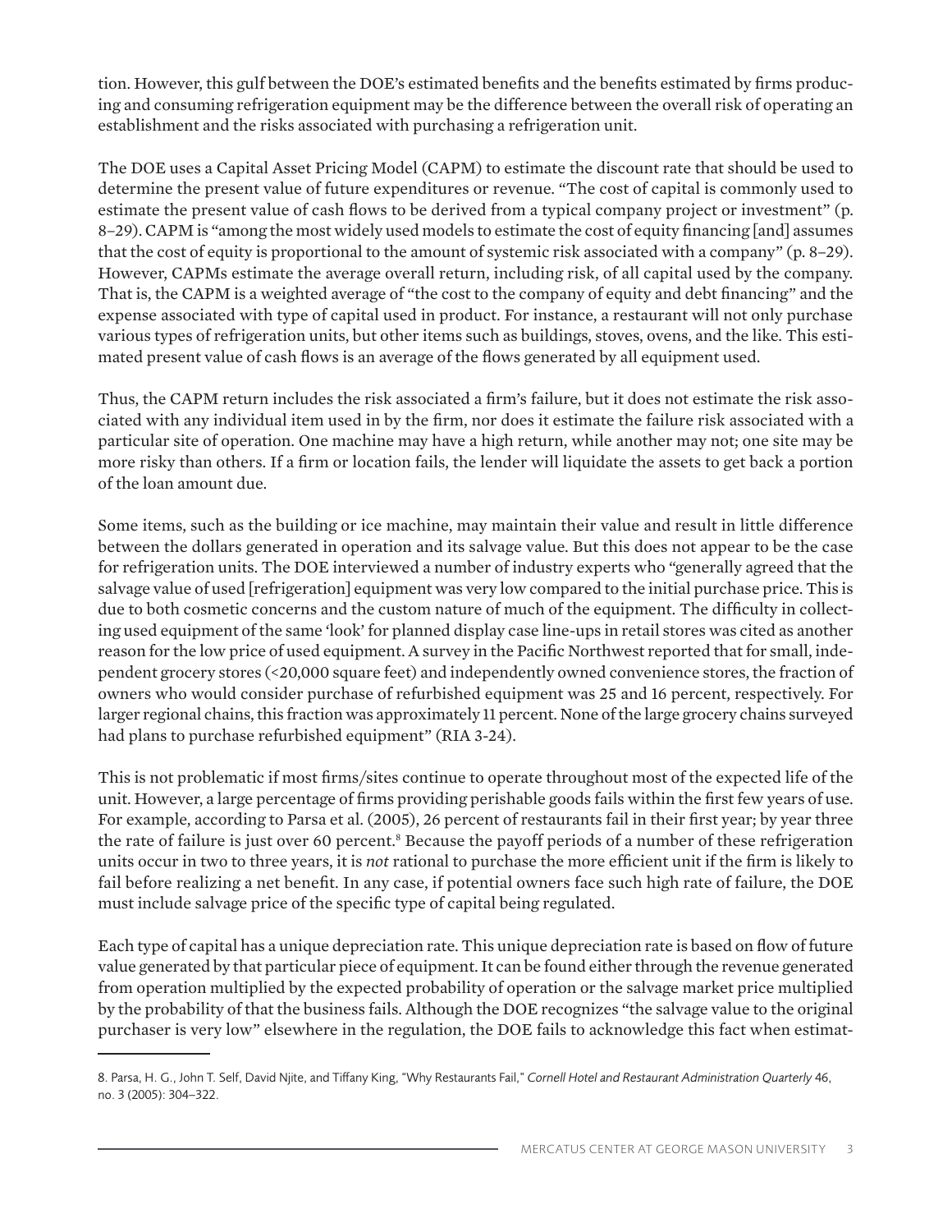tion. However, this gulf between the DOE's estimated benefits and the benefits estimated by firms producing and consuming refrigeration equipment may be the difference between the overall risk of operating an establishment and the risks associated with purchasing a refrigeration unit.

The DOE uses a Capital Asset Pricing Model (CAPM) to estimate the discount rate that should be used to determine the present value of future expenditures or revenue. "The cost of capital is commonly used to estimate the present value of cash flows to be derived from a typical company project or investment" (p. 8–29). CAPM is "among the most widely used models to estimate the cost of equity financing [and] assumes that the cost of equity is proportional to the amount of systemic risk associated with a company" (p. 8–29). However, CAPMs estimate the average overall return, including risk, of all capital used by the company. That is, the CAPM is a weighted average of "the cost to the company of equity and debt financing" and the expense associated with type of capital used in product. For instance, a restaurant will not only purchase various types of refrigeration units, but other items such as buildings, stoves, ovens, and the like. This estimated present value of cash flows is an average of the flows generated by all equipment used.

Thus, the CAPM return includes the risk associated a firm's failure, but it does not estimate the risk associated with any individual item used in by the firm, nor does it estimate the failure risk associated with a particular site of operation. One machine may have a high return, while another may not; one site may be more risky than others. If a firm or location fails, the lender will liquidate the assets to get back a portion of the loan amount due.

Some items, such as the building or ice machine, may maintain their value and result in little difference between the dollars generated in operation and its salvage value. But this does not appear to be the case for refrigeration units. The DOE interviewed a number of industry experts who "generally agreed that the salvage value of used [refrigeration] equipment was very low compared to the initial purchase price. This is due to both cosmetic concerns and the custom nature of much of the equipment. The difficulty in collecting used equipment of the same 'look' for planned display case line-ups in retail stores was cited as another reason for the low price of used equipment. A survey in the Pacific Northwest reported that for small, independent grocery stores (<20,000 square feet) and independently owned convenience stores, the fraction of owners who would consider purchase of refurbished equipment was 25 and 16 percent, respectively. For larger regional chains, this fraction was approximately 11 percent. None of the large grocery chains surveyed had plans to purchase refurbished equipment" (RIA 3-24).

This is not problematic if most firms/sites continue to operate throughout most of the expected life of the unit. However, a large percentage of firms providing perishable goods fails within the first few years of use. For example, according to Parsa et al. (2005), 26 percent of restaurants fail in their first year; by year three the rate of failure is just over 60 percent.[8] Because the payoff periods of a number of these refrigeration units occur in two to three years, it is *not* rational to purchase the more efficient unit if the firm is likely to fail before realizing a net benefit. In any case, if potential owners face such high rate of failure, the DOE must include salvage price of the specific type of capital being regulated.

Each type of capital has a unique depreciation rate. This unique depreciation rate is based on flow of future value generated by that particular piece of equipment. It can be found either through the revenue generated from operation multiplied by the expected probability of operation or the salvage market price multiplied by the probability of that the business fails. Although the DOE recognizes "the salvage value to the original purchaser is very low" elsewhere in the regulation, the DOE fails to acknowledge this fact when estimat-

---

8. Parsa, H. G., John T. Self, David Njite, and Tiffany King, "Why Restaurants Fail," *Cornell Hotel and Restaurant Administration Quarterly* 46, no. 3 (2005): 304–322.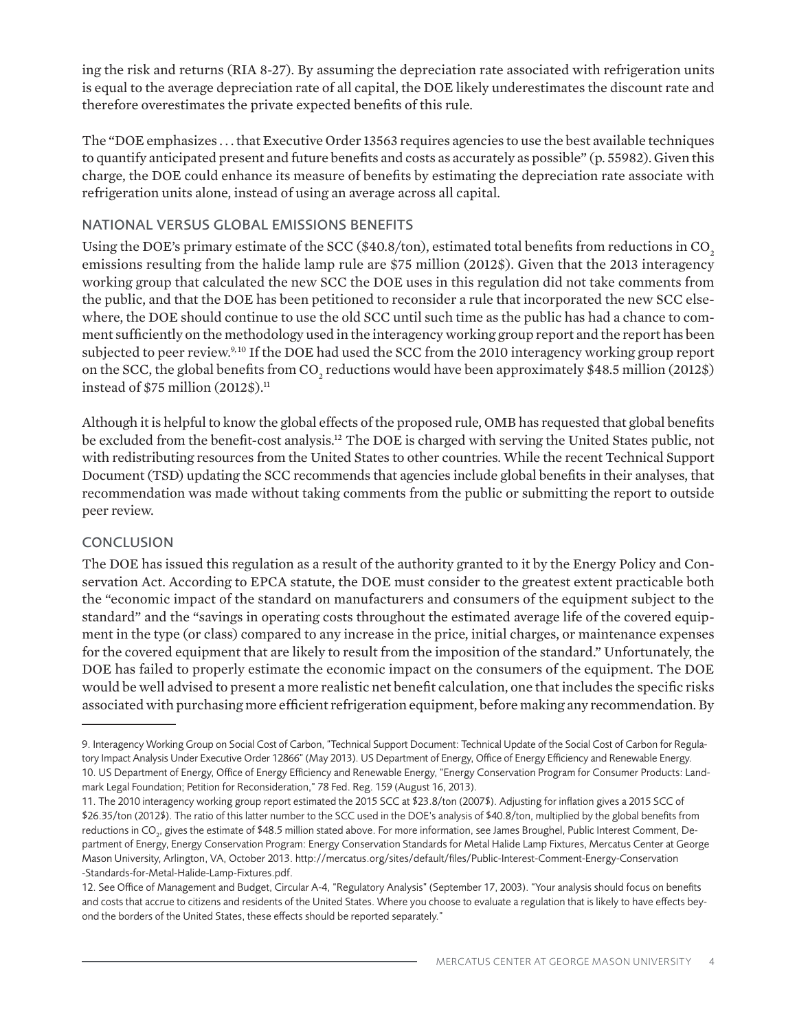ing the risk and returns (RIA 8-27). By assuming the depreciation rate associated with refrigeration units is equal to the average depreciation rate of all capital, the DOE likely underestimates the discount rate and therefore overestimates the private expected benefits of this rule.

The "DOE emphasizes . . . that Executive Order 13563 requires agencies to use the best available techniques to quantify anticipated present and future benefits and costs as accurately as possible" (p. 55982). Given this charge, the DOE could enhance its measure of benefits by estimating the depreciation rate associate with refrigeration units alone, instead of using an average across all capital.

## NATIONAL VERSUS GLOBAL EMISSIONS BENEFITS

Using the DOE's primary estimate of the SCC ($40.8/ton), estimated total benefits from reductions in $CO_2$ emissions resulting from the halide lamp rule are $75 million (2012$). Given that the 2013 interagency working group that calculated the new SCC the DOE uses in this regulation did not take comments from the public, and that the DOE has been petitioned to reconsider a rule that incorporated the new SCC elsewhere, the DOE should continue to use the old SCC until such time as the public has had a chance to comment sufficiently on the methodology used in the interagency working group report and the report has been subjected to peer review.[9,10] If the DOE had used the SCC from the 2010 interagency working group report on the SCC, the global benefits from $CO_2$ reductions would have been approximately $48.5 million (2012$) instead of $75 million (2012$).[11]

Although it is helpful to know the global effects of the proposed rule, OMB has requested that global benefits be excluded from the benefit-cost analysis.[12] The DOE is charged with serving the United States public, not with redistributing resources from the United States to other countries. While the recent Technical Support Document (TSD) updating the SCC recommends that agencies include global benefits in their analyses, that recommendation was made without taking comments from the public or submitting the report to outside peer review.

## CONCLUSION

The DOE has issued this regulation as a result of the authority granted to it by the Energy Policy and Conservation Act. According to EPCA statute, the DOE must consider to the greatest extent practicable both the "economic impact of the standard on manufacturers and consumers of the equipment subject to the standard" and the "savings in operating costs throughout the estimated average life of the covered equipment in the type (or class) compared to any increase in the price, initial charges, or maintenance expenses for the covered equipment that are likely to result from the imposition of the standard." Unfortunately, the DOE has failed to properly estimate the economic impact on the consumers of the equipment. The DOE would be well advised to present a more realistic net benefit calculation, one that includes the specific risks associated with purchasing more efficient refrigeration equipment, before making any recommendation. By

---

9. Interagency Working Group on Social Cost of Carbon, "Technical Support Document: Technical Update of the Social Cost of Carbon for Regulatory Impact Analysis Under Executive Order 12866" (May 2013). US Department of Energy, Office of Energy Efficiency and Renewable Energy.

10. US Department of Energy, Office of Energy Efficiency and Renewable Energy, "Energy Conservation Program for Consumer Products: Landmark Legal Foundation; Petition for Reconsideration," 78 Fed. Reg. 159 (August 16, 2013).

11. The 2010 interagency working group report estimated the 2015 SCC at $23.8/ton (2007$). Adjusting for inflation gives a 2015 SCC of $26.35/ton (2012$). The ratio of this latter number to the SCC used in the DOE's analysis of $40.8/ton, multiplied by the global benefits from reductions in $CO_2$, gives the estimate of $48.5 million stated above. For more information, see James Broughel, Public Interest Comment, Department of Energy, Energy Conservation Program: Energy Conservation Standards for Metal Halide Lamp Fixtures, Mercatus Center at George Mason University, Arlington, VA, October 2013. http://mercatus.org/sites/default/files/Public-Interest-Comment-Energy-Conservation-Standards-for-Metal-Halide-Lamp-Fixtures.pdf.

12. See Office of Management and Budget, Circular A-4, "Regulatory Analysis" (September 17, 2003). "Your analysis should focus on benefits and costs that accrue to citizens and residents of the United States. Where you choose to evaluate a regulation that is likely to have effects beyond the borders of the United States, these effects should be reported separately."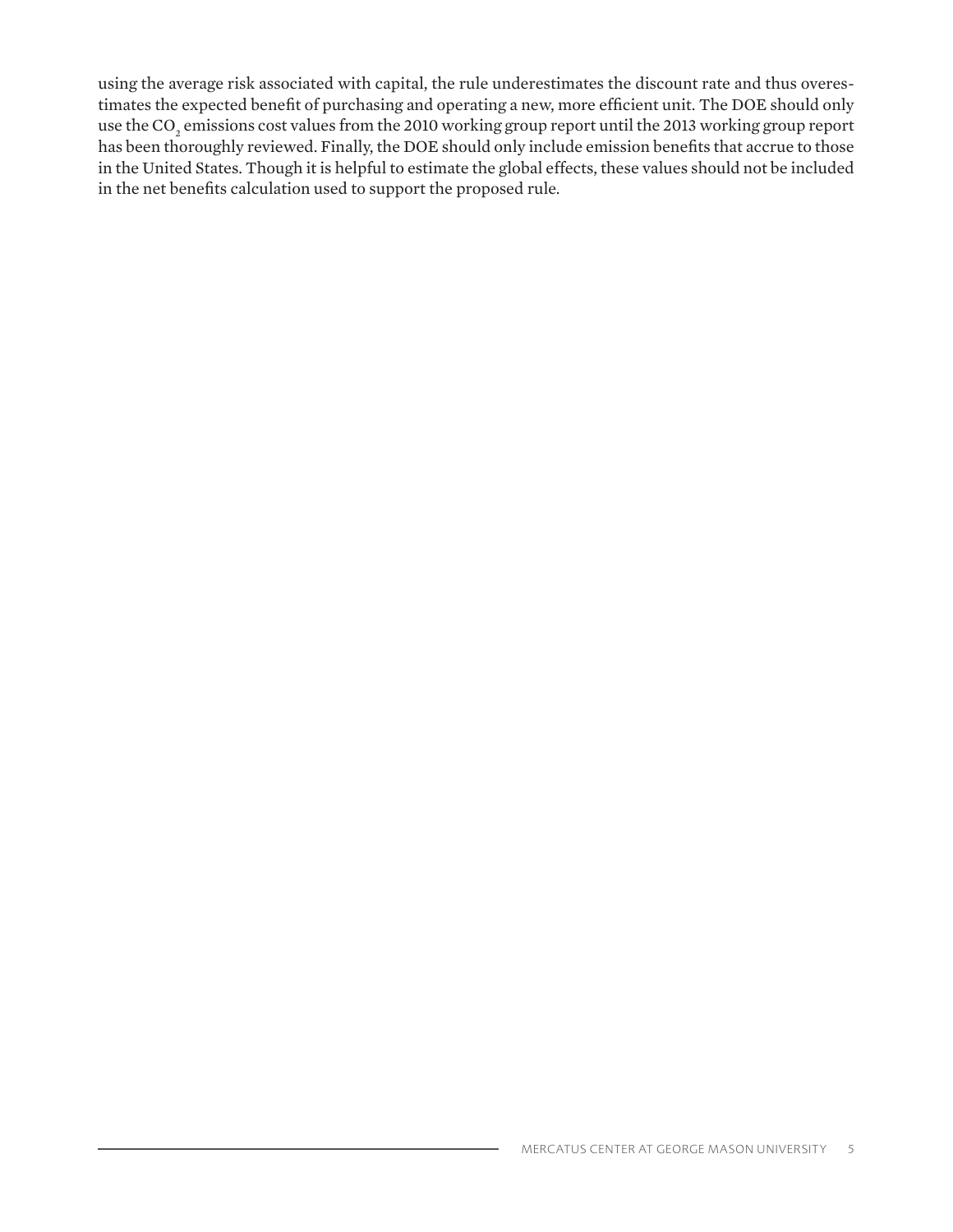using the average risk associated with capital, the rule underestimates the discount rate and thus overestimates the expected benefit of purchasing and operating a new, more efficient unit. The DOE should only use the $CO_2$ emissions cost values from the 2010 working group report until the 2013 working group report has been thoroughly reviewed. Finally, the DOE should only include emission benefits that accrue to those in the United States. Though it is helpful to estimate the global effects, these values should not be included in the net benefits calculation used to support the proposed rule.